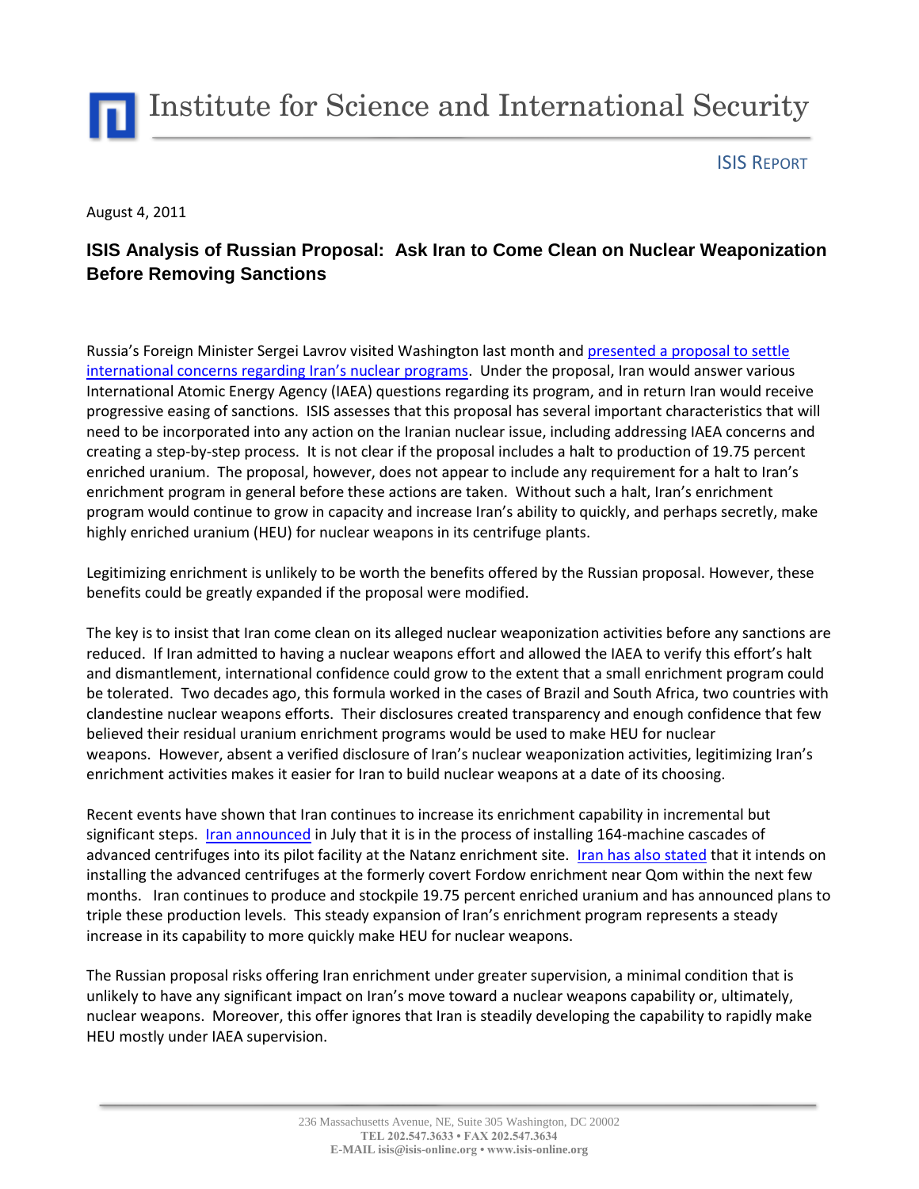# Institute for Science and International Security

ISIS REPORT

August 4, 2011

## ISIS Analysis of Russian Proposal: Ask Iran to Come Clean on Nuclear Weaponization Before Removing Sanctions

Russia's Foreign Minister Sergei Lavrov visited Washington last month and presented a proposal to settle international concerns regarding Iran's nuclear programs. Under the proposal, Iran would answer various International Atomic Energy Agency (IAEA) questions regarding its program, and in return Iran would receive progressive easing of sanctions. ISIS assesses that this proposal has several important characteristics that will need to be incorporated into any action on the Iranian nuclear issue, including addressing IAEA concerns and creating a step-by-step process. It is not clear if the proposal includes a halt to production of 19.75 percent enriched uranium. The proposal, however, does not appear to include any requirement for a halt to Iran's enrichment program in general before these actions are taken. Without such a halt, Iran's enrichment program would continue to grow in capacity and increase Iran's ability to quickly, and perhaps secretly, make highly enriched uranium (HEU) for nuclear weapons in its centrifuge plants.

Legitimizing enrichment is unlikely to be worth the benefits offered by the Russian proposal. However, these benefits could be greatly expanded if the proposal were modified.

The key is to insist that Iran come clean on its alleged nuclear weaponization activities before any sanctions are reduced. If Iran admitted to having a nuclear weapons effort and allowed the IAEA to verify this effort's halt and dismantlement, international confidence could grow to the extent that a small enrichment program could be tolerated. Two decades ago, this formula worked in the cases of Brazil and South Africa, two countries with clandestine nuclear weapons efforts. Their disclosures created transparency and enough confidence that few believed their residual uranium enrichment programs would be used to make HEU for nuclear weapons. However, absent a verified disclosure of Iran's nuclear weaponization activities, legitimizing Iran's enrichment activities makes it easier for Iran to build nuclear weapons at a date of its choosing.

Recent events have shown that Iran continues to increase its enrichment capability in incremental but significant steps. Iran announced in July that it is in the process of installing 164-machine cascades of advanced centrifuges into its pilot facility at the Natanz enrichment site. Iran has also stated that it intends on installing the advanced centrifuges at the formerly covert Fordow enrichment near Qom within the next few months. Iran continues to produce and stockpile 19.75 percent enriched uranium and has announced plans to triple these production levels. This steady expansion of Iran's enrichment program represents a steady increase in its capability to more quickly make HEU for nuclear weapons.

The Russian proposal risks offering Iran enrichment under greater supervision, a minimal condition that is unlikely to have any significant impact on Iran's move toward a nuclear weapons capability or, ultimately, nuclear weapons. Moreover, this offer ignores that Iran is steadily developing the capability to rapidly make HEU mostly under IAEA supervision.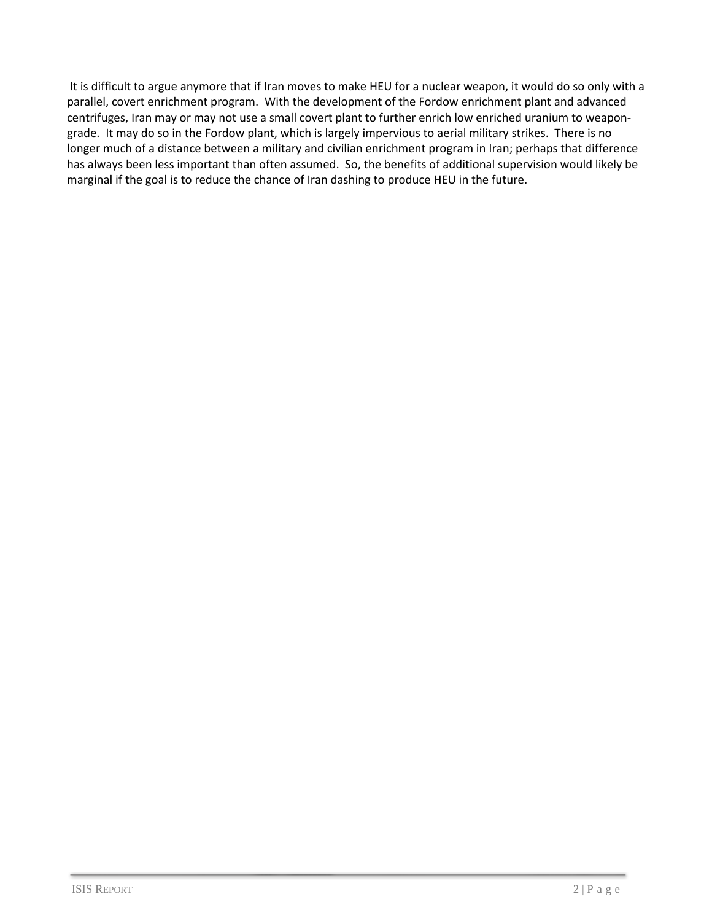It is difficult to argue anymore that if Iran moves to make HEU for a nuclear weapon, it would do so only with a parallel, covert enrichment program. With the development of the Fordow enrichment plant and advanced centrifuges, Iran may or may not use a small covert plant to further enrich low enriched uranium to weapon-grade. It may do so in the Fordow plant, which is largely impervious to aerial military strikes. There is no longer much of a distance between a military and civilian enrichment program in Iran; perhaps that difference has always been less important than often assumed. So, the benefits of additional supervision would likely be marginal if the goal is to reduce the chance of Iran dashing to produce HEU in the future.